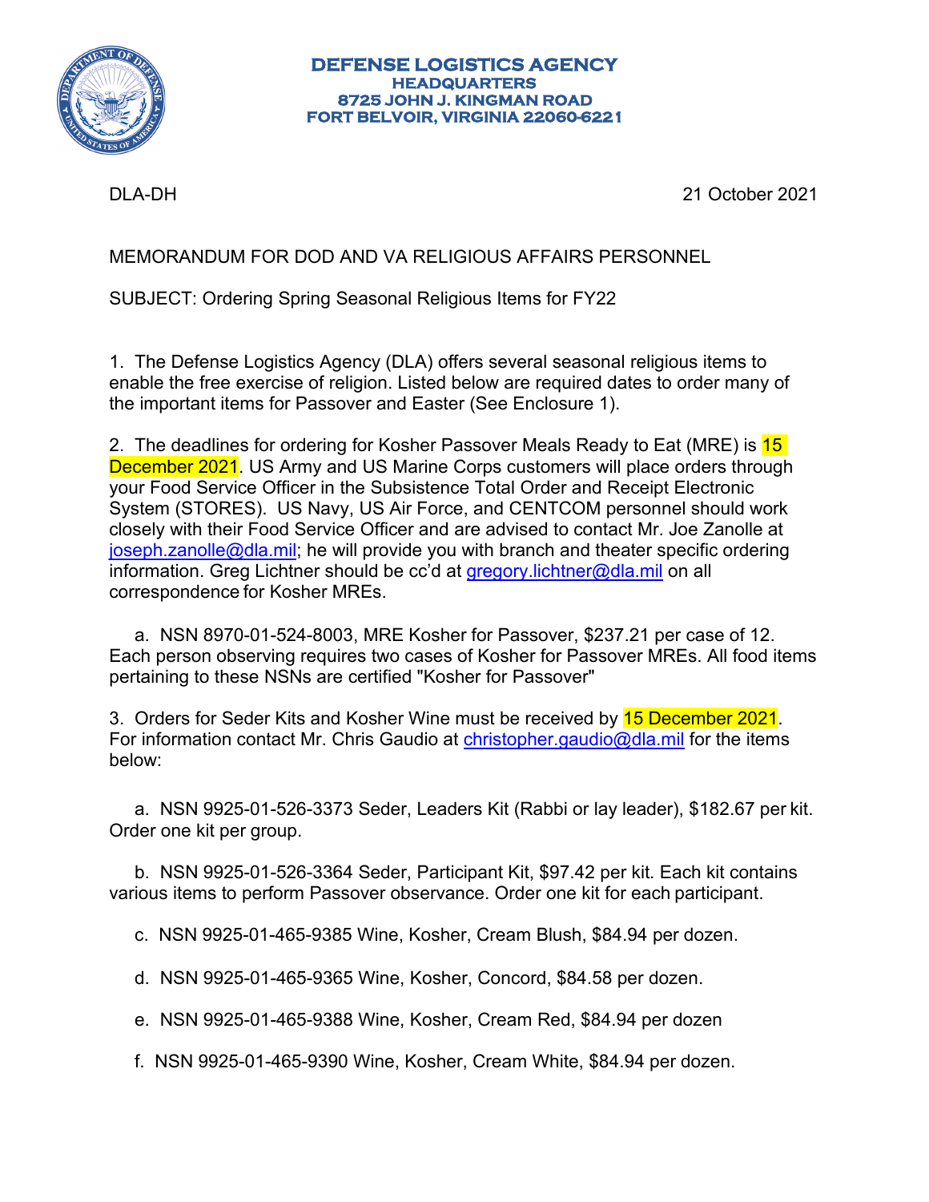**DEFENSE LOGISTICS AGENCY**
**HEADQUARTERS**
**8725 JOHN J. KINGMAN ROAD**
**FORT BELVOIR, VIRGINIA 22060-6221**

DLA-DH 21 October 2021

MEMORANDUM FOR DOD AND VA RELIGIOUS AFFAIRS PERSONNEL

SUBJECT: Ordering Spring Seasonal Religious Items for FY22

1. The Defense Logistics Agency (DLA) offers several seasonal religious items to enable the free exercise of religion. Listed below are required dates to order many of the important items for Passover and Easter (See Enclosure 1).

2. The deadlines for ordering for Kosher Passover Meals Ready to Eat (MRE) is 15 December 2021. US Army and US Marine Corps customers will place orders through your Food Service Officer in the Subsistence Total Order and Receipt Electronic System (STORES). US Navy, US Air Force, and CENTCOM personnel should work closely with their Food Service Officer and are advised to contact Mr. Joe Zanolle at joseph.zanolle@dla.mil; he will provide you with branch and theater specific ordering information. Greg Lichtner should be cc'd at gregory.lichtner@dla.mil on all correspondence for Kosher MREs.

   a. NSN 8970-01-524-8003, MRE Kosher for Passover, $237.21 per case of 12. Each person observing requires two cases of Kosher for Passover MREs. All food items pertaining to these NSNs are certified "Kosher for Passover"

3. Orders for Seder Kits and Kosher Wine must be received by 15 December 2021. For information contact Mr. Chris Gaudio at christopher.gaudio@dla.mil for the items below:

   a. NSN 9925-01-526-3373 Seder, Leaders Kit (Rabbi or lay leader), $182.67 per kit. Order one kit per group.

   b. NSN 9925-01-526-3364 Seder, Participant Kit, $97.42 per kit. Each kit contains various items to perform Passover observance. Order one kit for each participant.

   c. NSN 9925-01-465-9385 Wine, Kosher, Cream Blush, $84.94 per dozen.

   d. NSN 9925-01-465-9365 Wine, Kosher, Concord, $84.58 per dozen.

   e. NSN 9925-01-465-9388 Wine, Kosher, Cream Red, $84.94 per dozen

   f. NSN 9925-01-465-9390 Wine, Kosher, Cream White, $84.94 per dozen.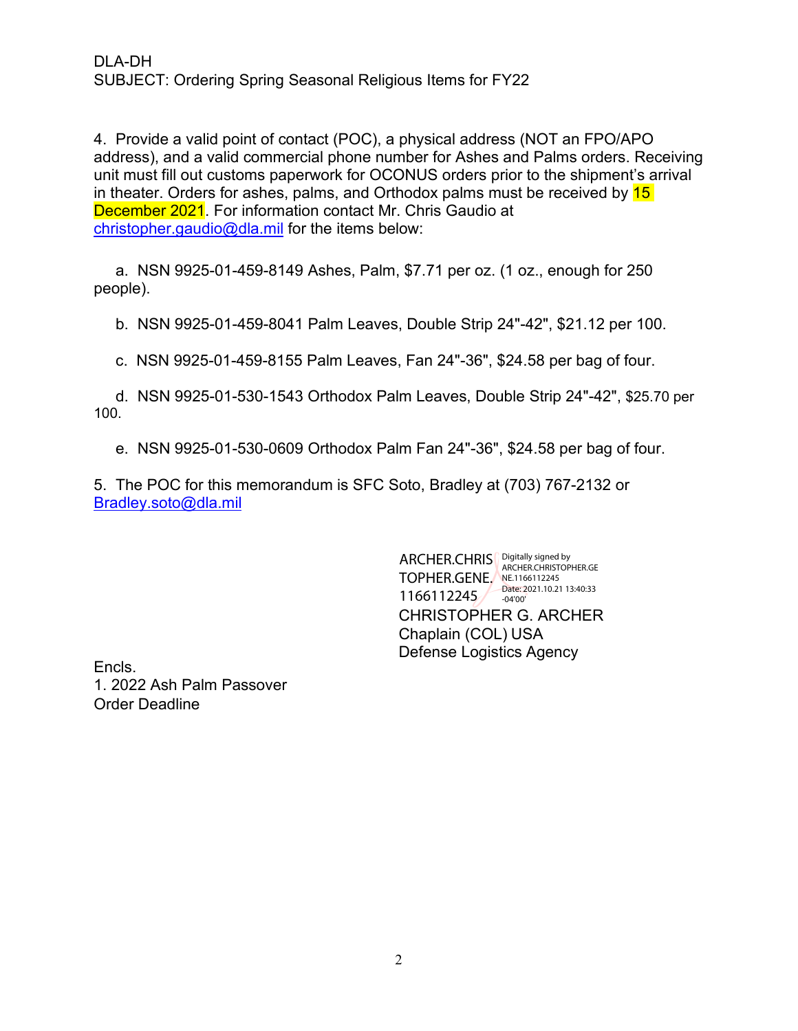DLA-DH
SUBJECT: Ordering Spring Seasonal Religious Items for FY22

4. Provide a valid point of contact (POC), a physical address (NOT an FPO/APO address), and a valid commercial phone number for Ashes and Palms orders. Receiving unit must fill out customs paperwork for OCONUS orders prior to the shipment's arrival in theater. Orders for ashes, palms, and Orthodox palms must be received by 15 December 2021. For information contact Mr. Chris Gaudio at christopher.gaudio@dla.mil for the items below:

a. NSN 9925-01-459-8149 Ashes, Palm, $7.71 per oz. (1 oz., enough for 250 people).

b. NSN 9925-01-459-8041 Palm Leaves, Double Strip 24"-42", $21.12 per 100.

c. NSN 9925-01-459-8155 Palm Leaves, Fan 24"-36", $24.58 per bag of four.

d. NSN 9925-01-530-1543 Orthodox Palm Leaves, Double Strip 24"-42", $25.70 per 100.

e. NSN 9925-01-530-0609 Orthodox Palm Fan 24"-36", $24.58 per bag of four.

5. The POC for this memorandum is SFC Soto, Bradley at (703) 767-2132 or Bradley.soto@dla.mil

ARCHER.CHRISTOPHER.GENE.1166112245
Digitally signed by ARCHER.CHRISTOPHER.GENE.1166112245
Date: 2021.10.21 13:40:33 -04'00'

CHRISTOPHER G. ARCHER
Chaplain (COL) USA
Defense Logistics Agency

Encls.
1. 2022 Ash Palm Passover Order Deadline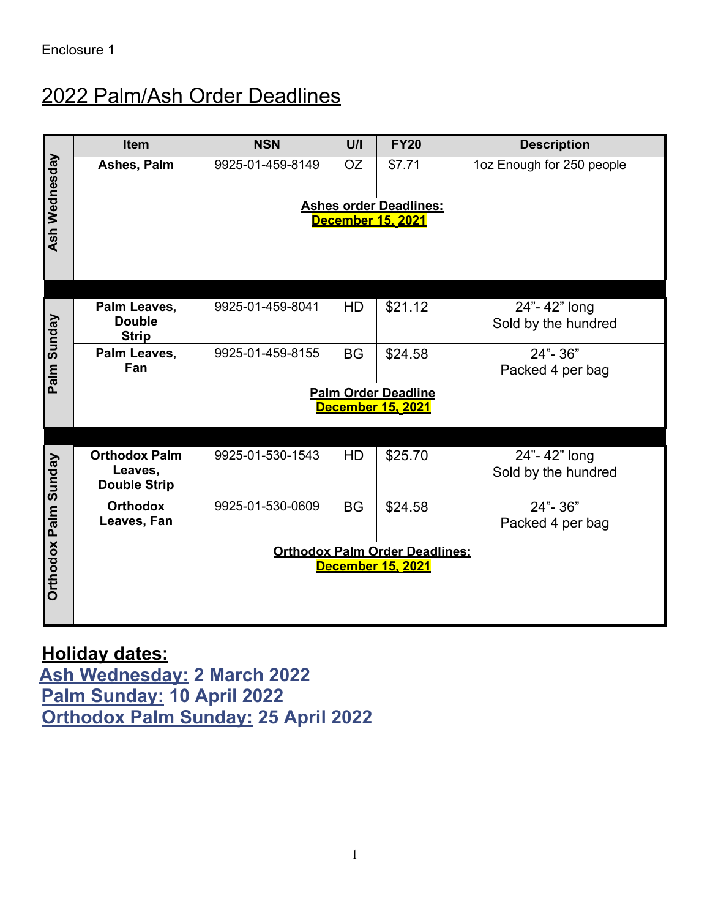Enclosure 1

# 2022 Palm/Ash Order Deadlines

| | Item | NSN | U/I | FY20 | Description |
|---|---|---|---|---|---|
| Ash Wednesday | **Ashes, Palm** | 9925-01-459-8149 | OZ | $7.71 | 1oz Enough for 250 people |
| | **Ashes order Deadlines: December 15, 2021** | | | | |
| Palm Sunday | **Palm Leaves, Double Strip** | 9925-01-459-8041 | HD | $21.12 | 24"- 42" long Sold by the hundred |
| | **Palm Leaves, Fan** | 9925-01-459-8155 | BG | $24.58 | 24"- 36" Packed 4 per bag |
| | **Palm Order Deadline December 15, 2021** | | | | |
| Orthodox Palm Sunday | **Orthodox Palm Leaves, Double Strip** | 9925-01-530-1543 | HD | $25.70 | 24"- 42" long Sold by the hundred |
| | **Orthodox Leaves, Fan** | 9925-01-530-0609 | BG | $24.58 | 24"- 36" Packed 4 per bag |
| | **Orthodox Palm Order Deadlines: December 15, 2021** | | | | |

**Holiday dates:**

**Ash Wednesday: 2 March 2022**
**Palm Sunday: 10 April 2022**
**Orthodox Palm Sunday: 25 April 2022**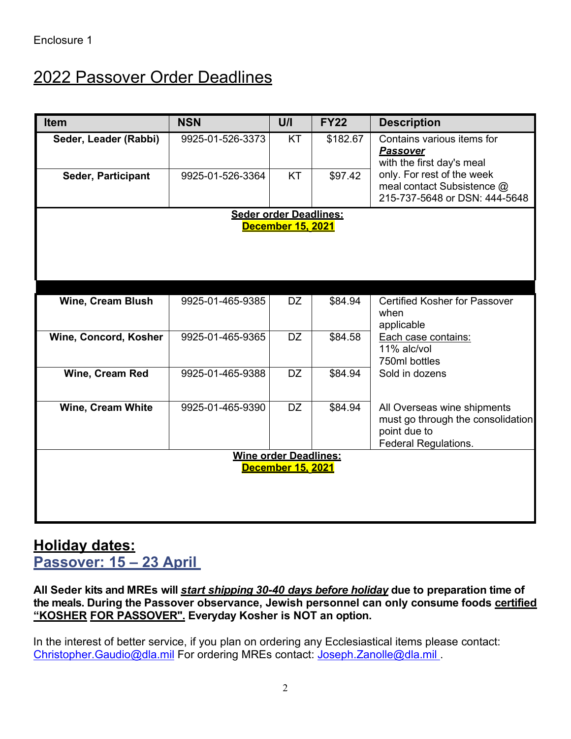Enclosure 1

# 2022 Passover Order Deadlines

| Item | NSN | U/I | FY22 | Description |
|---|---|---|---|---|
| **Seder, Leader (Rabbi)** | 9925-01-526-3373 | KT | $182.67 | Contains various items for ***Passover*** with the first day's meal only. For rest of the week meal contact Subsistence @ 215-737-5648 or DSN: 444-5648 |
| **Seder, Participant** | 9925-01-526-3364 | KT | $97.42 | |
| **Seder order Deadlines: December 15, 2021** | | | | |
| **Wine, Cream Blush** | 9925-01-465-9385 | DZ | $84.94 | Certified Kosher for Passover when applicable. Each case contains: 11% alc/vol 750ml bottles Sold in dozens. All Overseas wine shipments must go through the consolidation point due to Federal Regulations. |
| **Wine, Concord, Kosher** | 9925-01-465-9365 | DZ | $84.58 | |
| **Wine, Cream Red** | 9925-01-465-9388 | DZ | $84.94 | |
| **Wine, Cream White** | 9925-01-465-9390 | DZ | $84.94 | |
| **Wine order Deadlines: December 15, 2021** | | | | |

## Holiday dates:
## Passover: 15 – 23 April

**All Seder kits and MREs will *start shipping 30-40 days before holiday* due to preparation time of the meals. During the Passover observance, Jewish personnel can only consume foods certified "KOSHER FOR PASSOVER". Everyday Kosher is NOT an option.**

In the interest of better service, if you plan on ordering any Ecclesiastical items please contact: Christopher.Gaudio@dla.mil For ordering MREs contact: Joseph.Zanolle@dla.mil .